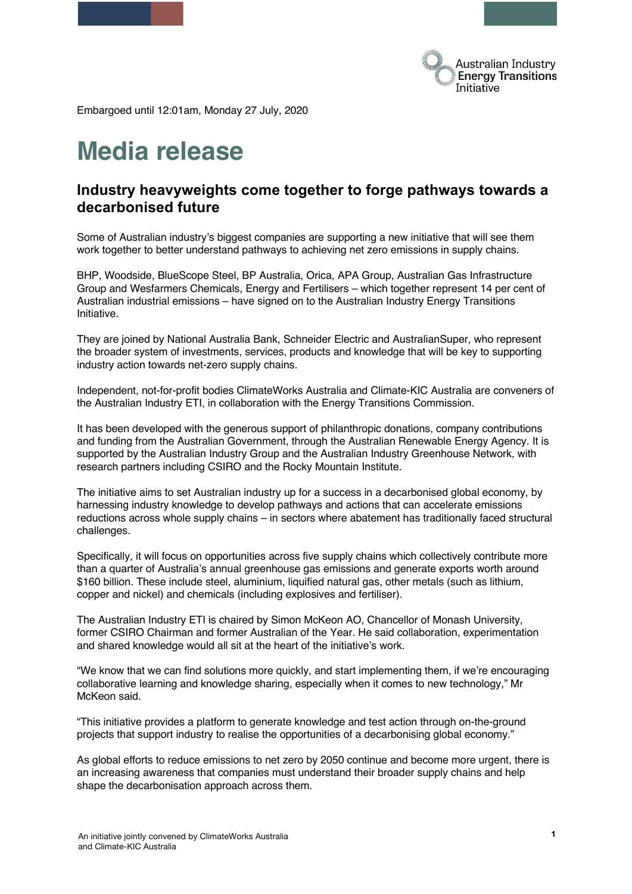Australian Industry Energy Transitions Initiative

Embargoed until 12:01am, Monday 27 July, 2020

# Media release

## Industry heavyweights come together to forge pathways towards a decarbonised future

Some of Australian industry's biggest companies are supporting a new initiative that will see them work together to better understand pathways to achieving net zero emissions in supply chains.

BHP, Woodside, BlueScope Steel, BP Australia, Orica, APA Group, Australian Gas Infrastructure Group and Wesfarmers Chemicals, Energy and Fertilisers – which together represent 14 per cent of Australian industrial emissions – have signed on to the Australian Industry Energy Transitions Initiative.

They are joined by National Australia Bank, Schneider Electric and AustralianSuper, who represent the broader system of investments, services, products and knowledge that will be key to supporting industry action towards net-zero supply chains.

Independent, not-for-profit bodies ClimateWorks Australia and Climate-KIC Australia are conveners of the Australian Industry ETI, in collaboration with the Energy Transitions Commission.

It has been developed with the generous support of philanthropic donations, company contributions and funding from the Australian Government, through the Australian Renewable Energy Agency. It is supported by the Australian Industry Group and the Australian Industry Greenhouse Network, with research partners including CSIRO and the Rocky Mountain Institute.

The initiative aims to set Australian industry up for a success in a decarbonised global economy, by harnessing industry knowledge to develop pathways and actions that can accelerate emissions reductions across whole supply chains – in sectors where abatement has traditionally faced structural challenges.

Specifically, it will focus on opportunities across five supply chains which collectively contribute more than a quarter of Australia's annual greenhouse gas emissions and generate exports worth around $160 billion. These include steel, aluminium, liquified natural gas, other metals (such as lithium, copper and nickel) and chemicals (including explosives and fertiliser).

The Australian Industry ETI is chaired by Simon McKeon AO, Chancellor of Monash University, former CSIRO Chairman and former Australian of the Year. He said collaboration, experimentation and shared knowledge would all sit at the heart of the initiative's work.

"We know that we can find solutions more quickly, and start implementing them, if we're encouraging collaborative learning and knowledge sharing, especially when it comes to new technology," Mr McKeon said.

"This initiative provides a platform to generate knowledge and test action through on-the-ground projects that support industry to realise the opportunities of a decarbonising global economy."

As global efforts to reduce emissions to net zero by 2050 continue and become more urgent, there is an increasing awareness that companies must understand their broader supply chains and help shape the decarbonisation approach across them.

An initiative jointly convened by ClimateWorks Australia and Climate-KIC Australia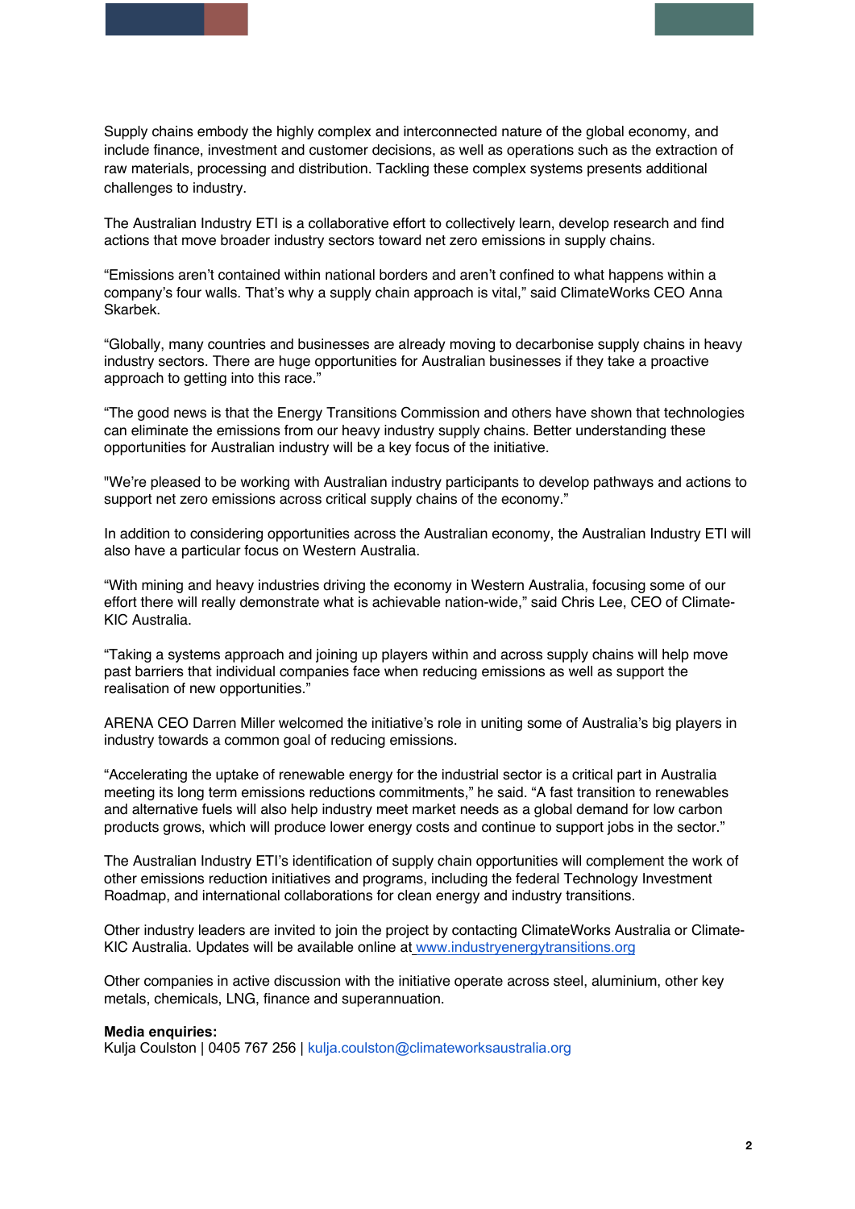Supply chains embody the highly complex and interconnected nature of the global economy, and include finance, investment and customer decisions, as well as operations such as the extraction of raw materials, processing and distribution. Tackling these complex systems presents additional challenges to industry.

The Australian Industry ETI is a collaborative effort to collectively learn, develop research and find actions that move broader industry sectors toward net zero emissions in supply chains.

“Emissions aren’t contained within national borders and aren’t confined to what happens within a company’s four walls. That’s why a supply chain approach is vital,” said ClimateWorks CEO Anna Skarbek.

“Globally, many countries and businesses are already moving to decarbonise supply chains in heavy industry sectors. There are huge opportunities for Australian businesses if they take a proactive approach to getting into this race.”

“The good news is that the Energy Transitions Commission and others have shown that technologies can eliminate the emissions from our heavy industry supply chains. Better understanding these opportunities for Australian industry will be a key focus of the initiative.

"We’re pleased to be working with Australian industry participants to develop pathways and actions to support net zero emissions across critical supply chains of the economy.”

In addition to considering opportunities across the Australian economy, the Australian Industry ETI will also have a particular focus on Western Australia.

“With mining and heavy industries driving the economy in Western Australia, focusing some of our effort there will really demonstrate what is achievable nation-wide,” said Chris Lee, CEO of Climate-KIC Australia.

“Taking a systems approach and joining up players within and across supply chains will help move past barriers that individual companies face when reducing emissions as well as support the realisation of new opportunities.”

ARENA CEO Darren Miller welcomed the initiative’s role in uniting some of Australia’s big players in industry towards a common goal of reducing emissions.

“Accelerating the uptake of renewable energy for the industrial sector is a critical part in Australia meeting its long term emissions reductions commitments,” he said. “A fast transition to renewables and alternative fuels will also help industry meet market needs as a global demand for low carbon products grows, which will produce lower energy costs and continue to support jobs in the sector.”

The Australian Industry ETI’s identification of supply chain opportunities will complement the work of other emissions reduction initiatives and programs, including the federal Technology Investment Roadmap, and international collaborations for clean energy and industry transitions.

Other industry leaders are invited to join the project by contacting ClimateWorks Australia or Climate-KIC Australia. Updates will be available online at www.industryenergytransitions.org

Other companies in active discussion with the initiative operate across steel, aluminium, other key metals, chemicals, LNG, finance and superannuation.

**Media enquiries:**
Kulja Coulston | 0405 767 256 | kulja.coulston@climateworksaustralia.org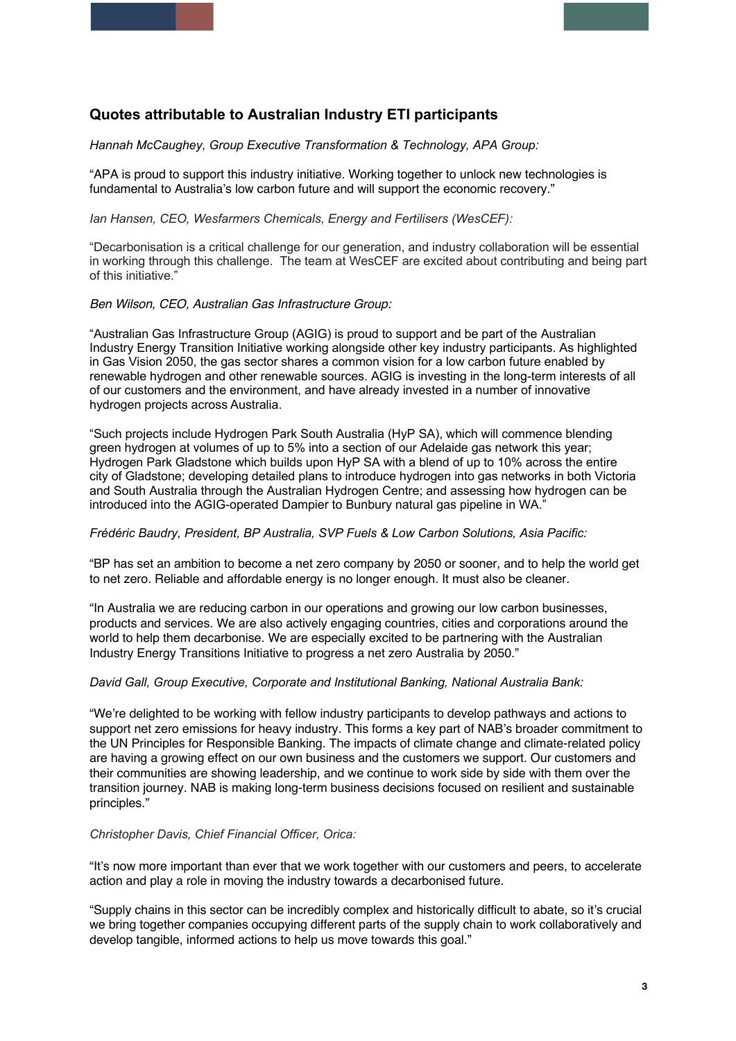## Quotes attributable to Australian Industry ETI participants

*Hannah McCaughey, Group Executive Transformation & Technology, APA Group:*

"APA is proud to support this industry initiative. Working together to unlock new technologies is fundamental to Australia's low carbon future and will support the economic recovery."

*Ian Hansen, CEO, Wesfarmers Chemicals, Energy and Fertilisers (WesCEF):*

"Decarbonisation is a critical challenge for our generation, and industry collaboration will be essential in working through this challenge.  The team at WesCEF are excited about contributing and being part of this initiative."

*Ben Wilson, CEO, Australian Gas Infrastructure Group:*

"Australian Gas Infrastructure Group (AGIG) is proud to support and be part of the Australian Industry Energy Transition Initiative working alongside other key industry participants. As highlighted in Gas Vision 2050, the gas sector shares a common vision for a low carbon future enabled by renewable hydrogen and other renewable sources. AGIG is investing in the long-term interests of all of our customers and the environment, and have already invested in a number of innovative hydrogen projects across Australia.

"Such projects include Hydrogen Park South Australia (HyP SA), which will commence blending green hydrogen at volumes of up to 5% into a section of our Adelaide gas network this year; Hydrogen Park Gladstone which builds upon HyP SA with a blend of up to 10% across the entire city of Gladstone; developing detailed plans to introduce hydrogen into gas networks in both Victoria and South Australia through the Australian Hydrogen Centre; and assessing how hydrogen can be introduced into the AGIG-operated Dampier to Bunbury natural gas pipeline in WA."

*Frédéric Baudry, President, BP Australia, SVP Fuels & Low Carbon Solutions, Asia Pacific:*

"BP has set an ambition to become a net zero company by 2050 or sooner, and to help the world get to net zero. Reliable and affordable energy is no longer enough. It must also be cleaner.

"In Australia we are reducing carbon in our operations and growing our low carbon businesses, products and services. We are also actively engaging countries, cities and corporations around the world to help them decarbonise. We are especially excited to be partnering with the Australian Industry Energy Transitions Initiative to progress a net zero Australia by 2050."

*David Gall, Group Executive, Corporate and Institutional Banking, National Australia Bank:*

"We're delighted to be working with fellow industry participants to develop pathways and actions to support net zero emissions for heavy industry. This forms a key part of NAB's broader commitment to the UN Principles for Responsible Banking. The impacts of climate change and climate-related policy are having a growing effect on our own business and the customers we support. Our customers and their communities are showing leadership, and we continue to work side by side with them over the transition journey. NAB is making long-term business decisions focused on resilient and sustainable principles."

*Christopher Davis, Chief Financial Officer, Orica:*

"It's now more important than ever that we work together with our customers and peers, to accelerate action and play a role in moving the industry towards a decarbonised future.

"Supply chains in this sector can be incredibly complex and historically difficult to abate, so it's crucial we bring together companies occupying different parts of the supply chain to work collaboratively and develop tangible, informed actions to help us move towards this goal."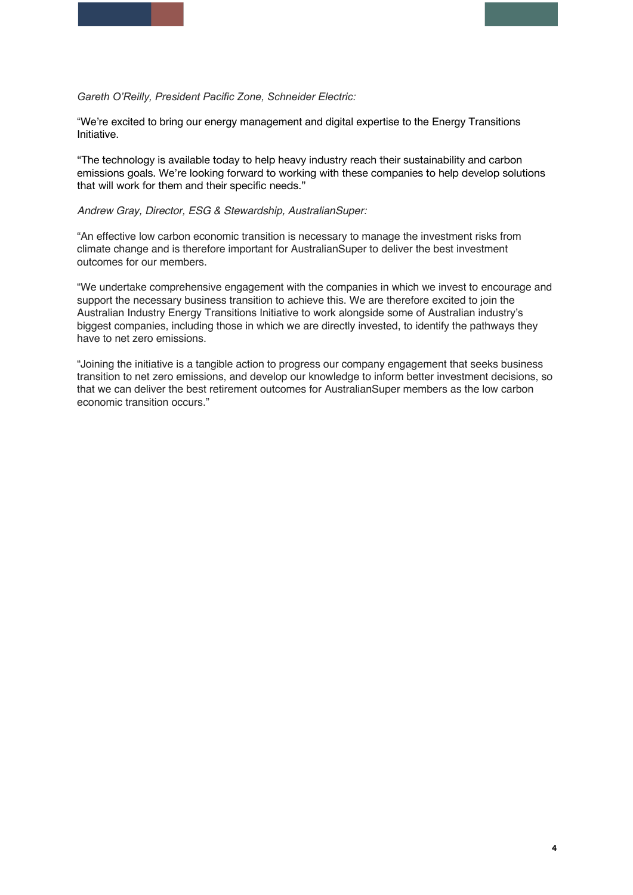*Gareth O'Reilly, President Pacific Zone, Schneider Electric:*

"We're excited to bring our energy management and digital expertise to the Energy Transitions Initiative.

"The technology is available today to help heavy industry reach their sustainability and carbon emissions goals. We're looking forward to working with these companies to help develop solutions that will work for them and their specific needs."

*Andrew Gray, Director, ESG & Stewardship, AustralianSuper:*

"An effective low carbon economic transition is necessary to manage the investment risks from climate change and is therefore important for AustralianSuper to deliver the best investment outcomes for our members.

"We undertake comprehensive engagement with the companies in which we invest to encourage and support the necessary business transition to achieve this. We are therefore excited to join the Australian Industry Energy Transitions Initiative to work alongside some of Australian industry's biggest companies, including those in which we are directly invested, to identify the pathways they have to net zero emissions.

"Joining the initiative is a tangible action to progress our company engagement that seeks business transition to net zero emissions, and develop our knowledge to inform better investment decisions, so that we can deliver the best retirement outcomes for AustralianSuper members as the low carbon economic transition occurs."